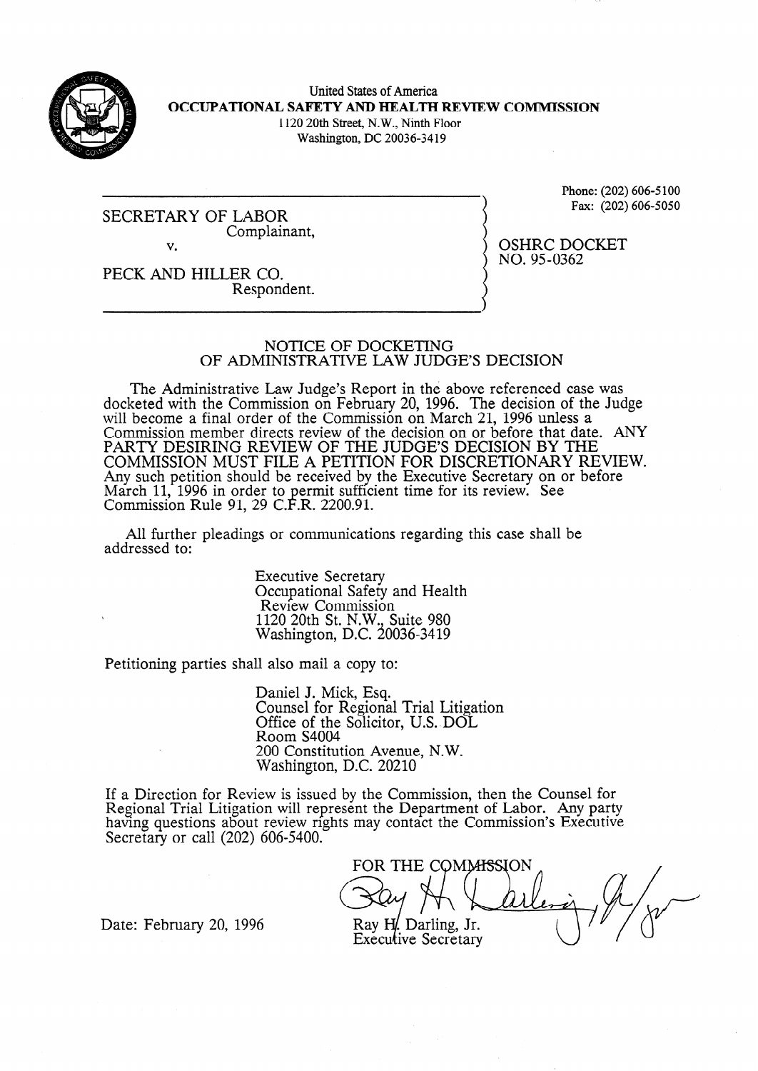United States of America

**OCCUPATIONAL SAFETY AND HEALTH REVIEW COMMISSION**

1120 20th Street, N.W., Ninth Floor
Washington, DC 20036-3419

Phone: (202) 606-5100
Fax: (202) 606-5050

SECRETARY OF LABOR
Complainant,

v.

PECK AND HILLER CO.
Respondent.

OSHRC DOCKET
NO. 95-0362

## NOTICE OF DOCKETING OF ADMINISTRATIVE LAW JUDGE'S DECISION

The Administrative Law Judge's Report in the above referenced case was docketed with the Commission on February 20, 1996. The decision of the Judge will become a final order of the Commission on March 21, 1996 unless a Commission member directs review of the decision on or before that date. ANY PARTY DESIRING REVIEW OF THE JUDGE'S DECISION BY THE COMMISSION MUST FILE A PETITION FOR DISCRETIONARY REVIEW. Any such petition should be received by the Executive Secretary on or before March 11, 1996 in order to permit sufficient time for its review. See Commission Rule 91, 29 C.F.R. 2200.91.

All further pleadings or communications regarding this case shall be addressed to:

Executive Secretary
Occupational Safety and Health
Review Commission
1120 20th St. N.W., Suite 980
Washington, D.C. 20036-3419

Petitioning parties shall also mail a copy to:

Daniel J. Mick, Esq.
Counsel for Regional Trial Litigation
Office of the Solicitor, U.S. DOL
Room S4004
200 Constitution Avenue, N.W.
Washington, D.C. 20210

If a Direction for Review is issued by the Commission, then the Counsel for Regional Trial Litigation will represent the Department of Labor. Any party having questions about review rights may contact the Commission's Executive Secretary or call (202) 606-5400.

FOR THE COMMISSION

Ray H. Darling, Jr.
Executive Secretary

Date: February 20, 1996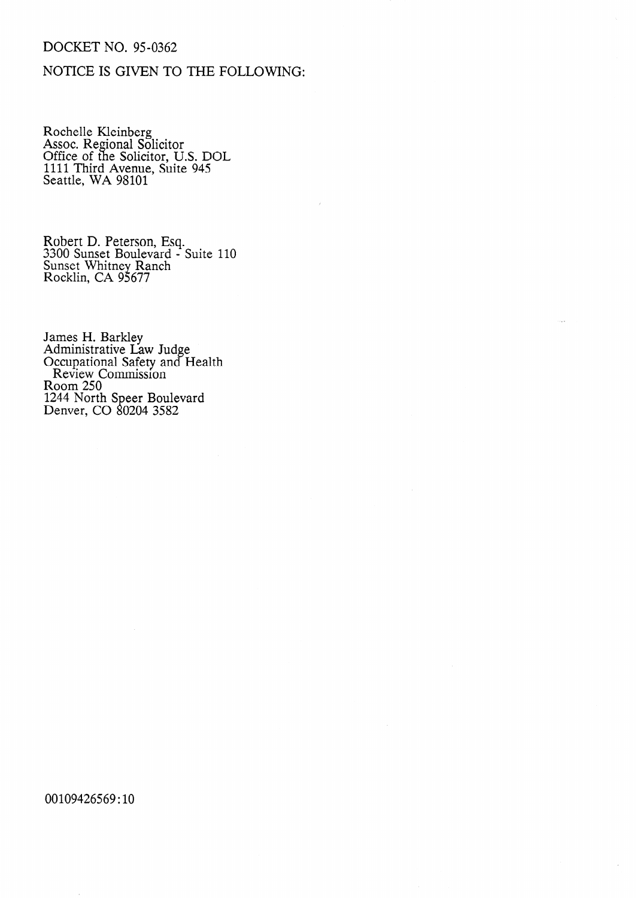DOCKET NO. 95-0362

NOTICE IS GIVEN TO THE FOLLOWING:

Rochelle Kleinberg
Assoc. Regional Solicitor
Office of the Solicitor, U.S. DOL
1111 Third Avenue, Suite 945
Seattle, WA 98101

Robert D. Peterson, Esq.
3300 Sunset Boulevard - Suite 110
Sunset Whitney Ranch
Rocklin, CA 95677

James H. Barkley
Administrative Law Judge
Occupational Safety and Health
Review Commission
Room 250
1244 North Speer Boulevard
Denver, CO 80204 3582

00109426569:10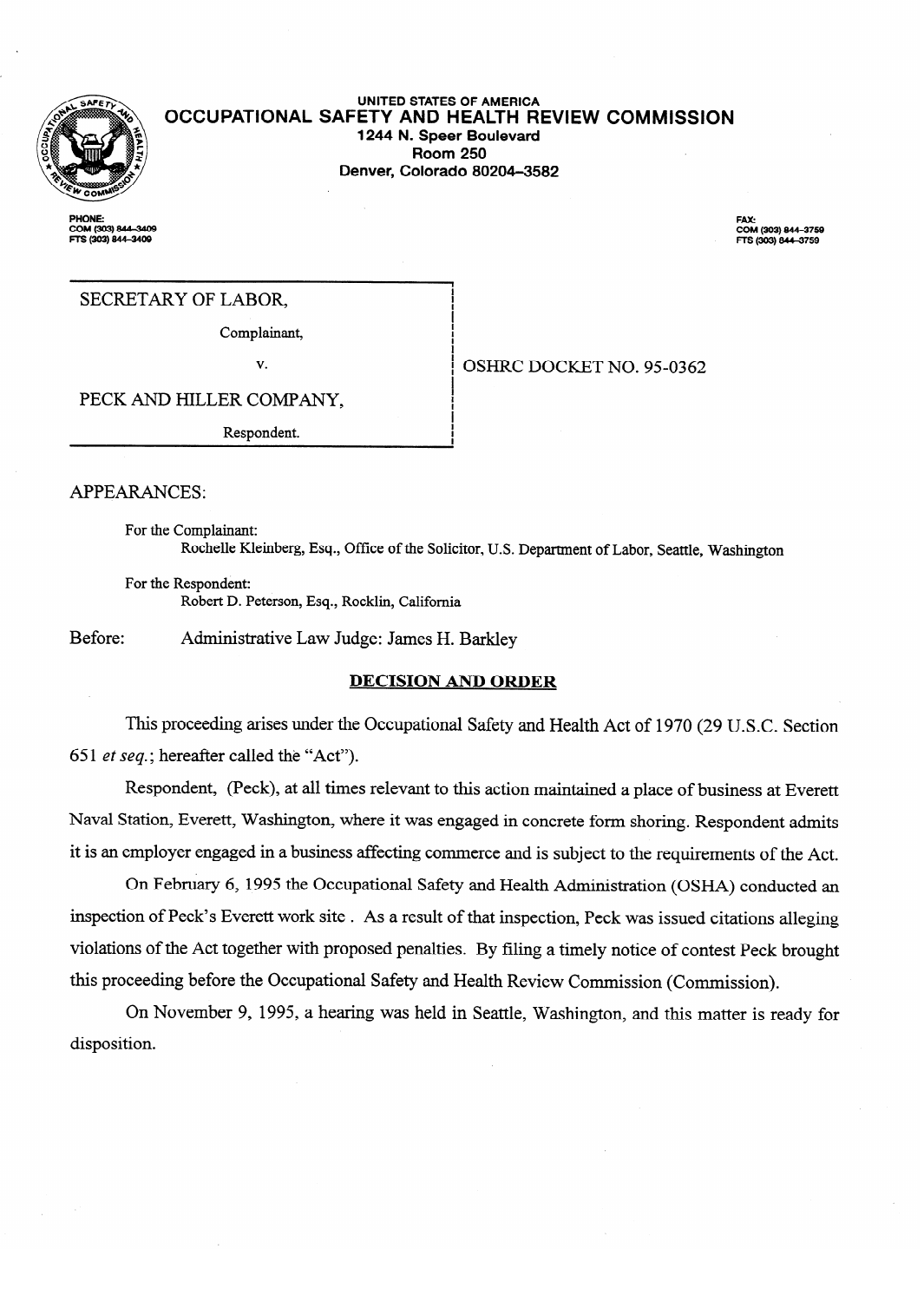**UNITED STATES OF AMERICA**
**OCCUPATIONAL SAFETY AND HEALTH REVIEW COMMISSION**
**1244 N. Speer Boulevard**
**Room 250**
**Denver, Colorado 80204-3582**

PHONE:
COM (303) 844-3409
FTS (303) 844-3409

FAX:
COM (303) 844-3759
FTS (303) 844-3759

| | |
|---|---|
| SECRETARY OF LABOR, Complainant, v. PECK AND HILLER COMPANY, Respondent. | OSHRC DOCKET NO. 95-0362 |

APPEARANCES:

For the Complainant:
Rochelle Kleinberg, Esq., Office of the Solicitor, U.S. Department of Labor, Seattle, Washington

For the Respondent:
Robert D. Peterson, Esq., Rocklin, California

Before: Administrative Law Judge: James H. Barkley

## DECISION AND ORDER

This proceeding arises under the Occupational Safety and Health Act of 1970 (29 U.S.C. Section 651 *et seq.*; hereafter called the "Act").

Respondent, (Peck), at all times relevant to this action maintained a place of business at Everett Naval Station, Everett, Washington, where it was engaged in concrete form shoring. Respondent admits it is an employer engaged in a business affecting commerce and is subject to the requirements of the Act.

On February 6, 1995 the Occupational Safety and Health Administration (OSHA) conducted an inspection of Peck's Everett work site . As a result of that inspection, Peck was issued citations alleging violations of the Act together with proposed penalties. By filing a timely notice of contest Peck brought this proceeding before the Occupational Safety and Health Review Commission (Commission).

On November 9, 1995, a hearing was held in Seattle, Washington, and this matter is ready for disposition.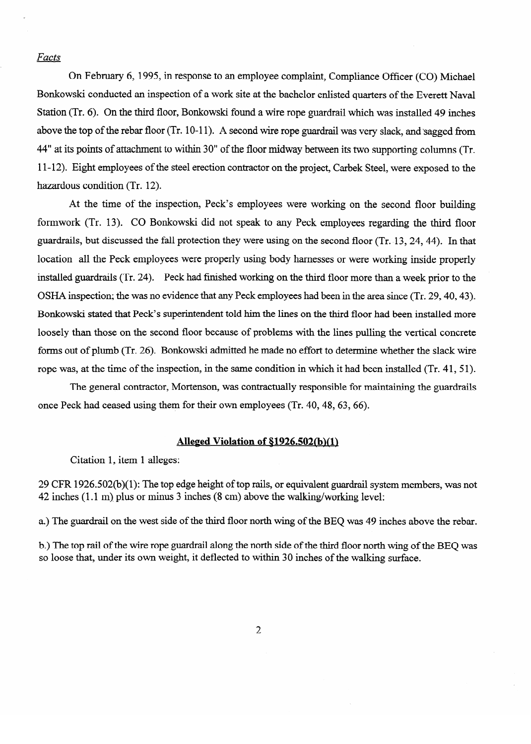*Facts*

On February 6, 1995, in response to an employee complaint, Compliance Officer (CO) Michael Bonkowski conducted an inspection of a work site at the bachelor enlisted quarters of the Everett Naval Station (Tr. 6). On the third floor, Bonkowski found a wire rope guardrail which was installed 49 inches above the top of the rebar floor (Tr. 10-11). A second wire rope guardrail was very slack, and sagged from 44" at its points of attachment to within 30" of the floor midway between its two supporting columns (Tr. 11-12). Eight employees of the steel erection contractor on the project, Carbek Steel, were exposed to the hazardous condition (Tr. 12).

At the time of the inspection, Peck's employees were working on the second floor building formwork (Tr. 13). CO Bonkowski did not speak to any Peck employees regarding the third floor guardrails, but discussed the fall protection they were using on the second floor (Tr. 13, 24, 44). In that location all the Peck employees were properly using body harnesses or were working inside properly installed guardrails (Tr. 24). Peck had finished working on the third floor more than a week prior to the OSHA inspection; the was no evidence that any Peck employees had been in the area since (Tr. 29, 40, 43). Bonkowski stated that Peck's superintendent told him the lines on the third floor had been installed more loosely than those on the second floor because of problems with the lines pulling the vertical concrete forms out of plumb (Tr. 26). Bonkowski admitted he made no effort to determine whether the slack wire rope was, at the time of the inspection, in the same condition in which it had been installed (Tr. 41, 51).

The general contractor, Mortenson, was contractually responsible for maintaining the guardrails once Peck had ceased using them for their own employees (Tr. 40, 48, 63, 66).

## Alleged Violation of §1926.502(b)(1)

Citation 1, item 1 alleges:

29 CFR 1926.502(b)(1): The top edge height of top rails, or equivalent guardrail system members, was not 42 inches (1.1 m) plus or minus 3 inches (8 cm) above the walking/working level:

a.) The guardrail on the west side of the third floor north wing of the BEQ was 49 inches above the rebar.

b.) The top rail of the wire rope guardrail along the north side of the third floor north wing of the BEQ was so loose that, under its own weight, it deflected to within 30 inches of the walking surface.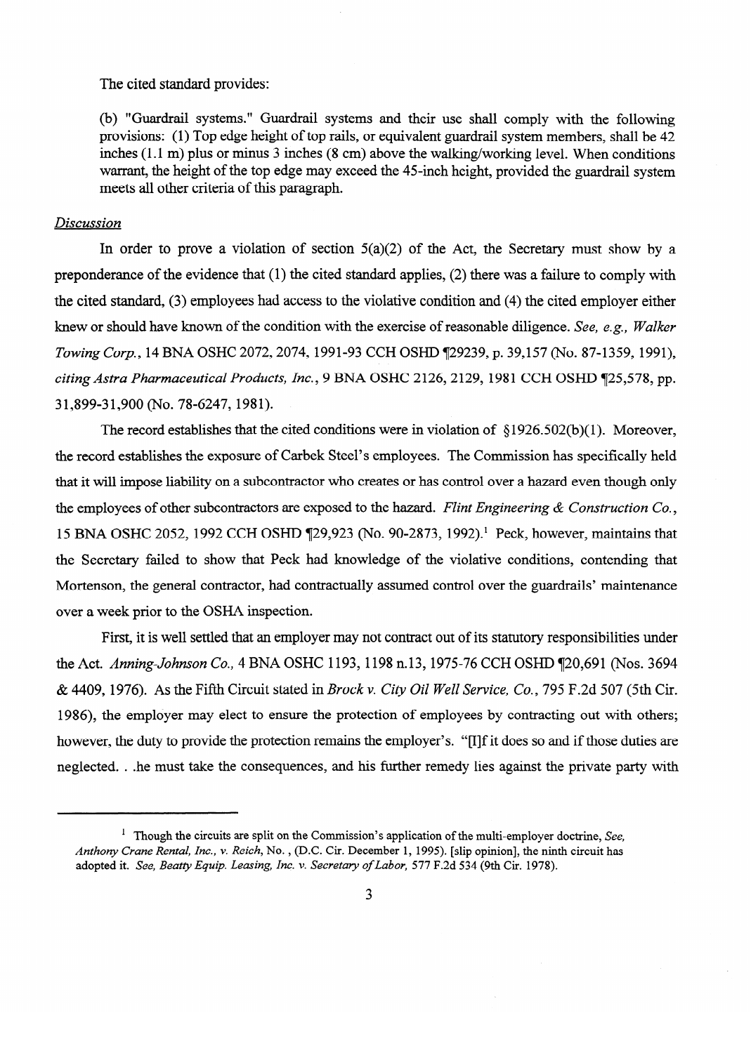The cited standard provides:

(b) "Guardrail systems." Guardrail systems and their use shall comply with the following provisions: (1) Top edge height of top rails, or equivalent guardrail system members, shall be 42 inches (1.1 m) plus or minus 3 inches (8 cm) above the walking/working level. When conditions warrant, the height of the top edge may exceed the 45-inch height, provided the guardrail system meets all other criteria of this paragraph.

*Discussion*

In order to prove a violation of section 5(a)(2) of the Act, the Secretary must show by a preponderance of the evidence that (1) the cited standard applies, (2) there was a failure to comply with the cited standard, (3) employees had access to the violative condition and (4) the cited employer either knew or should have known of the condition with the exercise of reasonable diligence. *See, e.g., Walker Towing Corp.*, 14 BNA OSHC 2072, 2074, 1991-93 CCH OSHD ¶29239, p. 39,157 (No. 87-1359, 1991), *citing Astra Pharmaceutical Products, Inc.*, 9 BNA OSHC 2126, 2129, 1981 CCH OSHD ¶25,578, pp. 31,899-31,900 (No. 78-6247, 1981).

The record establishes that the cited conditions were in violation of §1926.502(b)(1). Moreover, the record establishes the exposure of Carbek Steel's employees. The Commission has specifically held that it will impose liability on a subcontractor who creates or has control over a hazard even though only the employees of other subcontractors are exposed to the hazard. *Flint Engineering & Construction Co.*, 15 BNA OSHC 2052, 1992 CCH OSHD ¶29,923 (No. 90-2873, 1992).[1] Peck, however, maintains that the Secretary failed to show that Peck had knowledge of the violative conditions, contending that Mortenson, the general contractor, had contractually assumed control over the guardrails' maintenance over a week prior to the OSHA inspection.

First, it is well settled that an employer may not contract out of its statutory responsibilities under the Act. *Anning-Johnson Co.,* 4 BNA OSHC 1193, 1198 n.13, 1975-76 CCH OSHD ¶20,691 (Nos. 3694 & 4409, 1976). As the Fifth Circuit stated in *Brock v. City Oil Well Service, Co.*, 795 F.2d 507 (5th Cir. 1986), the employer may elect to ensure the protection of employees by contracting out with others; however, the duty to provide the protection remains the employer's. "[I]f it does so and if those duties are neglected. . .he must take the consequences, and his further remedy lies against the private party with

---

[1] Though the circuits are split on the Commission's application of the multi-employer doctrine, *See, Anthony Crane Rental, Inc., v. Reich*, No. , (D.C. Cir. December 1, 1995). [slip opinion], the ninth circuit has adopted it. *See, Beatty Equip. Leasing, Inc. v. Secretary of Labor,* 577 F.2d 534 (9th Cir. 1978).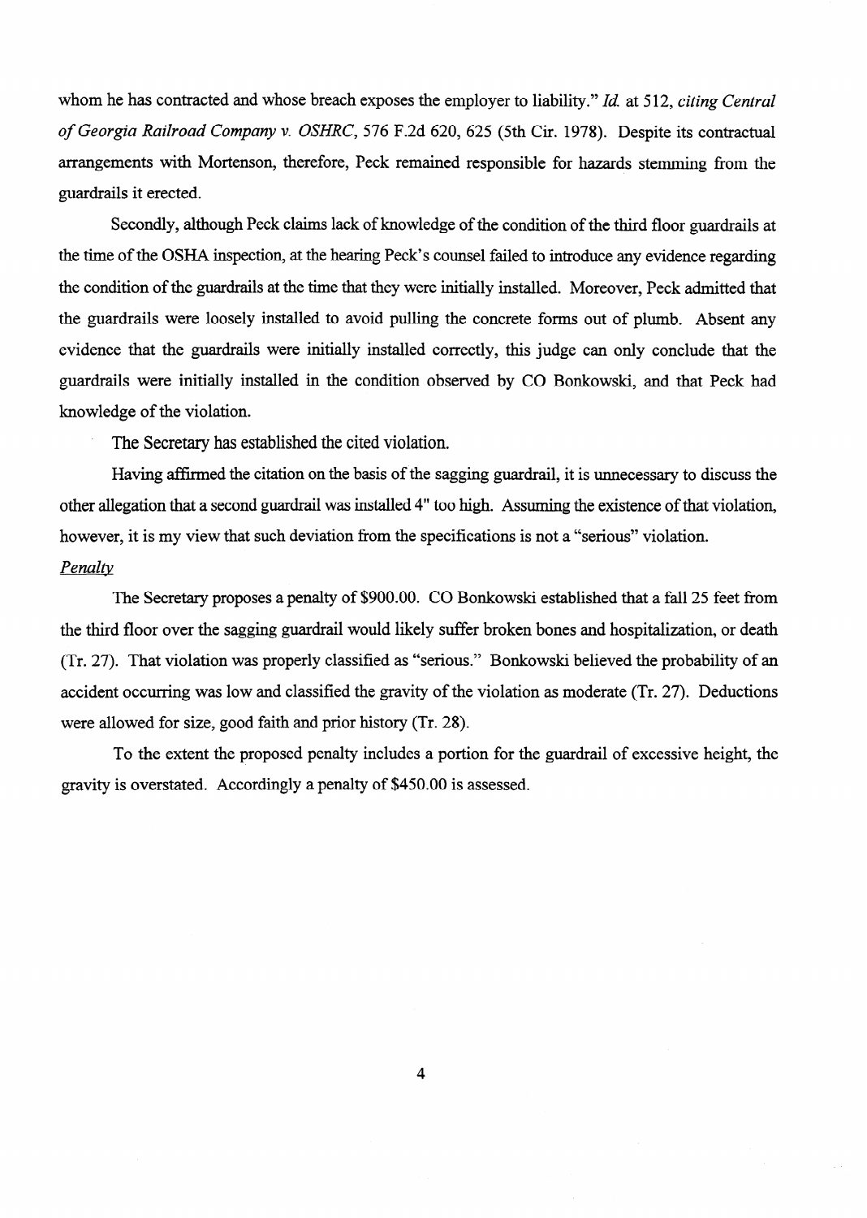whom he has contracted and whose breach exposes the employer to liability." *Id.* at 512, *citing Central of Georgia Railroad Company v. OSHRC*, 576 F.2d 620, 625 (5th Cir. 1978). Despite its contractual arrangements with Mortenson, therefore, Peck remained responsible for hazards stemming from the guardrails it erected.

Secondly, although Peck claims lack of knowledge of the condition of the third floor guardrails at the time of the OSHA inspection, at the hearing Peck's counsel failed to introduce any evidence regarding the condition of the guardrails at the time that they were initially installed. Moreover, Peck admitted that the guardrails were loosely installed to avoid pulling the concrete forms out of plumb. Absent any evidence that the guardrails were initially installed correctly, this judge can only conclude that the guardrails were initially installed in the condition observed by CO Bonkowski, and that Peck had knowledge of the violation.

The Secretary has established the cited violation.

Having affirmed the citation on the basis of the sagging guardrail, it is unnecessary to discuss the other allegation that a second guardrail was installed 4" too high. Assuming the existence of that violation, however, it is my view that such deviation from the specifications is not a "serious" violation.

*Penalty*

The Secretary proposes a penalty of $900.00. CO Bonkowski established that a fall 25 feet from the third floor over the sagging guardrail would likely suffer broken bones and hospitalization, or death (Tr. 27). That violation was properly classified as "serious." Bonkowski believed the probability of an accident occurring was low and classified the gravity of the violation as moderate (Tr. 27). Deductions were allowed for size, good faith and prior history (Tr. 28).

To the extent the proposed penalty includes a portion for the guardrail of excessive height, the gravity is overstated. Accordingly a penalty of $450.00 is assessed.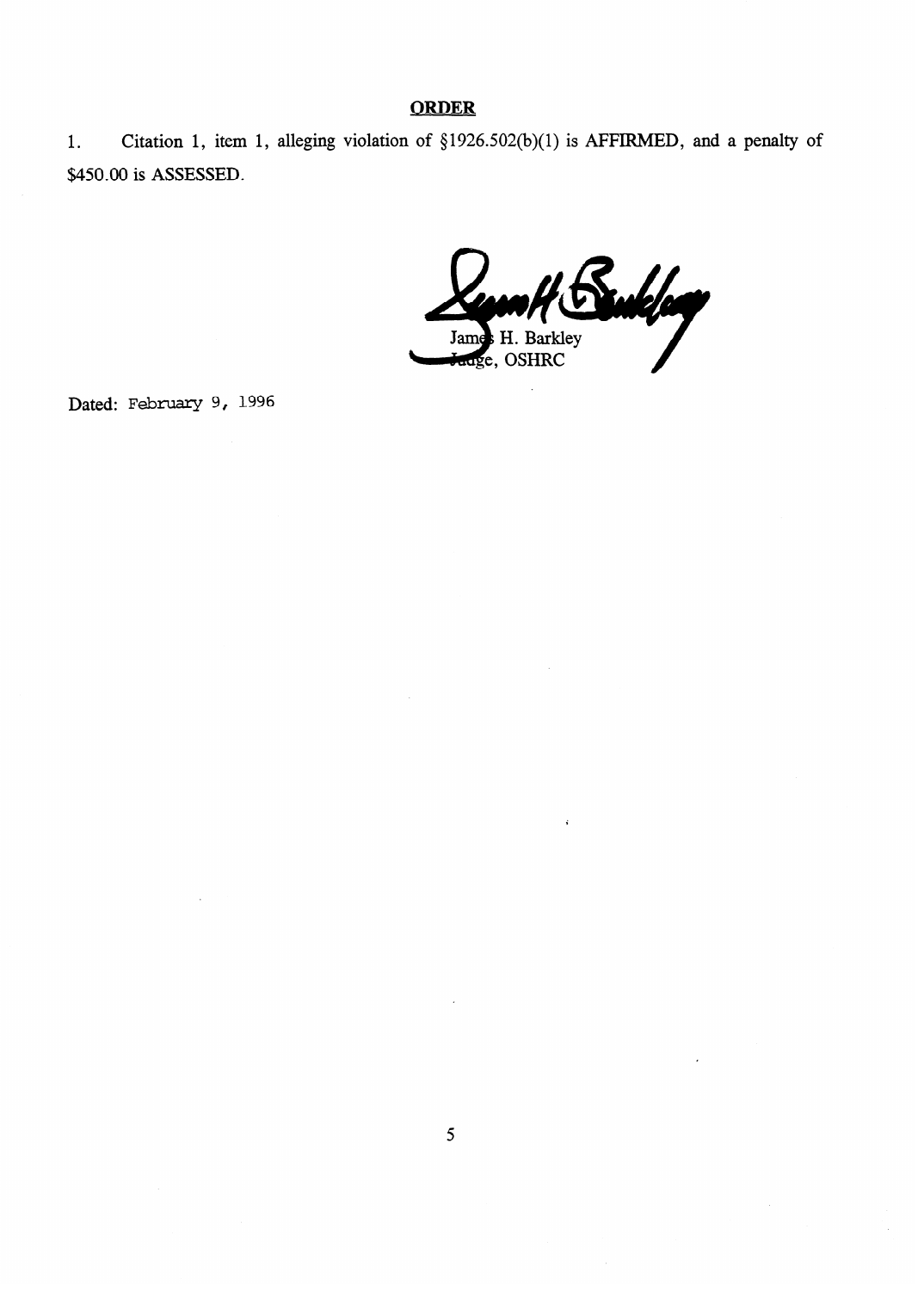## ORDER

1. Citation 1, item 1, alleging violation of §1926.502(b)(1) is AFFIRMED, and a penalty of $450.00 is ASSESSED.

James H. Barkley
Judge, OSHRC

Dated: February 9, 1996